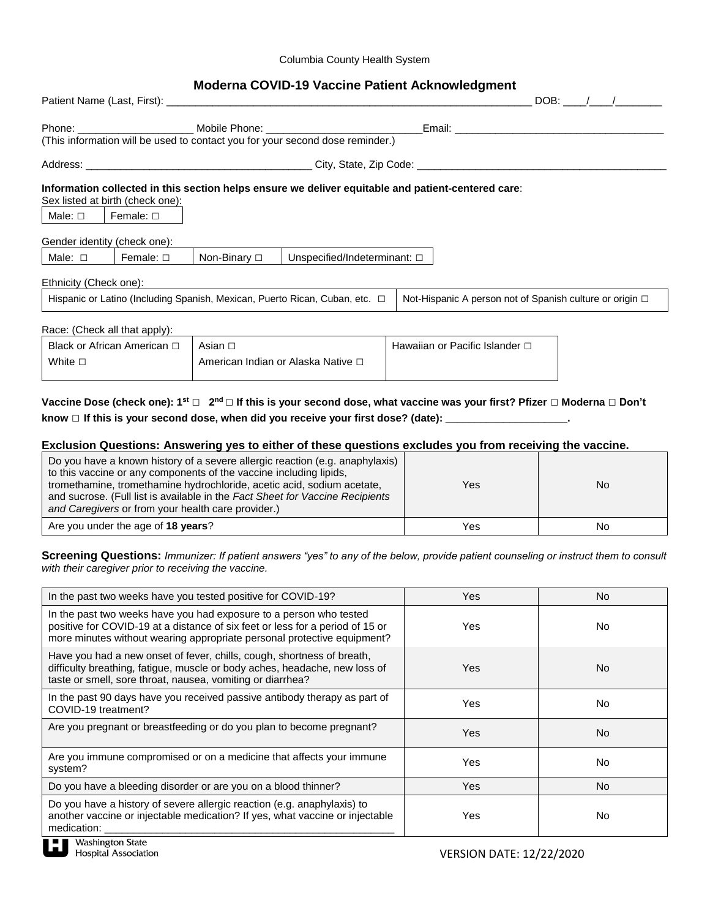Columbia County Health System

## Moderna COVID-19 Vaccine Patient Acknowledgment

Patient Name (Last, First): ________________________________________________________________ DOB: ____/____/________

Phone: ____________________ Mobile Phone: __________________________ Email: ____________________________________

(This information will be used to contact you for your second dose reminder.)

Address: ______________________________________ City, State, Zip Code: ___________________________________________

**Information collected in this section helps ensure we deliver equitable and patient-centered care**:

Sex listed at birth (check one):

| Male: □ | Female: □ |
|---|---|

Gender identity (check one):

| Male: □ | Female: □ | Non-Binary □ | Unspecified/Indeterminant: □ |
|---|---|---|---|

Ethnicity (Check one):

| Hispanic or Latino (Including Spanish, Mexican, Puerto Rican, Cuban, etc. □ | Not-Hispanic A person not of Spanish culture or origin □ |
|---|---|

Race: (Check all that apply):

| Black or African American □ | Asian □ | Hawaiian or Pacific Islander □ |
|---|---|---|
| White □ | American Indian or Alaska Native □ | |

**Vaccine Dose (check one): 1st □ 2nd □ If this is your second dose, what vaccine was your first? Pfizer □ Moderna □ Don't know □ If this is your second dose, when did you receive your first dose? (date): ____________________.**

### Exclusion Questions: Answering yes to either of these questions excludes you from receiving the vaccine.

| Question | Yes | No |
|---|---|---|
| Do you have a known history of a severe allergic reaction (e.g. anaphylaxis) to this vaccine or any components of the vaccine including lipids, tromethamine, tromethamine hydrochloride, acetic acid, sodium acetate, and sucrose. (Full list is available in the *Fact Sheet for Vaccine Recipients and Caregivers* or from your health care provider.) | Yes | No |
| Are you under the age of **18 years**? | Yes | No |

**Screening Questions:** *Immunizer: If patient answers "yes" to any of the below, provide patient counseling or instruct them to consult with their caregiver prior to receiving the vaccine.*

| Question | Yes | No |
|---|---|---|
| In the past two weeks have you tested positive for COVID-19? | Yes | No |
| In the past two weeks have you had exposure to a person who tested positive for COVID-19 at a distance of six feet or less for a period of 15 or more minutes without wearing appropriate personal protective equipment? | Yes | No |
| Have you had a new onset of fever, chills, cough, shortness of breath, difficulty breathing, fatigue, muscle or body aches, headache, new loss of taste or smell, sore throat, nausea, vomiting or diarrhea? | Yes | No |
| In the past 90 days have you received passive antibody therapy as part of COVID-19 treatment? | Yes | No |
| Are you pregnant or breastfeeding or do you plan to become pregnant? | Yes | No |
| Are you immune compromised or on a medicine that affects your immune system? | Yes | No |
| Do you have a bleeding disorder or are you on a blood thinner? | Yes | No |
| Do you have a history of severe allergic reaction (e.g. anaphylaxis) to another vaccine or injectable medication? If yes, what vaccine or injectable medication: ____________________________________________________ | Yes | No |

Washington State Hospital Association

VERSION DATE: 12/22/2020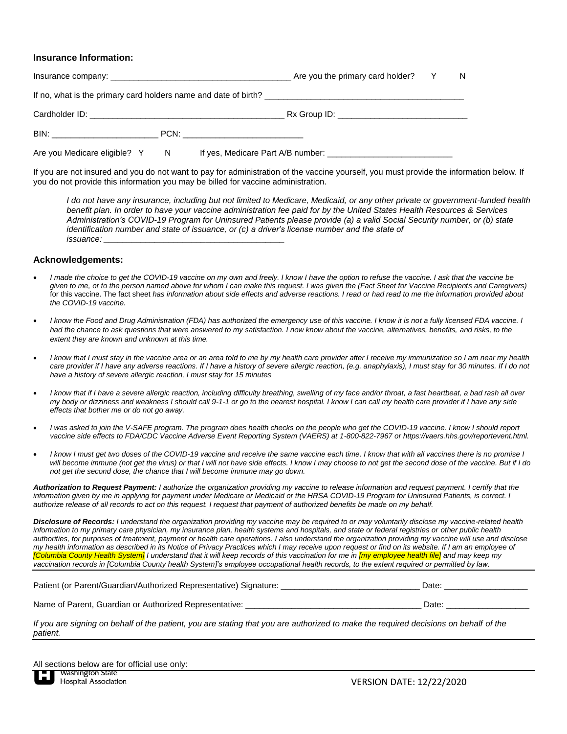### Insurance Information:

Insurance company: _______________________________________ Are you the primary card holder? Y N

If no, what is the primary card holders name and date of birth? ___________________________________________

Cardholder ID: ___________________________________________ Rx Group ID: ____________________________

BIN: _______________________ PCN: __________________________

Are you Medicare eligible? Y N If yes, Medicare Part A/B number: ___________________________

If you are not insured and you do not want to pay for administration of the vaccine yourself, you must provide the information below. If you do not provide this information you may be billed for vaccine administration.

*I do not have any insurance, including but not limited to Medicare, Medicaid, or any other private or government-funded health benefit plan. In order to have your vaccine administration fee paid for by the United States Health Resources & Services Administration's COVID-19 Program for Uninsured Patients please provide (a) a valid Social Security number, or (b) state identification number and state of issuance, or (c) a driver's license number and the state of issuance: _______________________________________*

### Acknowledgements:

- *I made the choice to get the COVID-19 vaccine on my own and freely. I know I have the option to refuse the vaccine. I ask that the vaccine be given to me, or to the person named above for whom I can make this request. I was given the (Fact Sheet for Vaccine Recipients and Caregivers)* for this vaccine. The fact sheet *has information about side effects and adverse reactions. I read or had read to me the information provided about the COVID-19 vaccine.*

- *I know the Food and Drug Administration (FDA) has authorized the emergency use of this vaccine. I know it is not a fully licensed FDA vaccine. I had the chance to ask questions that were answered to my satisfaction. I now know about the vaccine, alternatives, benefits, and risks, to the extent they are known and unknown at this time.*

- *I know that I must stay in the vaccine area or an area told to me by my health care provider after I receive my immunization so I am near my health care provider if I have any adverse reactions. If I have a history of severe allergic reaction, (e.g. anaphylaxis), I must stay for 30 minutes. If I do not have a history of severe allergic reaction, I must stay for 15 minutes*

- *I know that if I have a severe allergic reaction, including difficulty breathing, swelling of my face and/or throat, a fast heartbeat, a bad rash all over my body or dizziness and weakness I should call 9-1-1 or go to the nearest hospital. I know I can call my health care provider if I have any side effects that bother me or do not go away.*

- *I was asked to join the V-SAFE program. The program does health checks on the people who get the COVID-19 vaccine. I know I should report vaccine side effects to FDA/CDC Vaccine Adverse Event Reporting System (VAERS) at 1-800-822-7967 or https://vaers.hhs.gov/reportevent.html.*

- *I know I must get two doses of the COVID-19 vaccine and receive the same vaccine each time. I know that with all vaccines there is no promise I will become immune (not get the virus) or that I will not have side effects. I know I may choose to not get the second dose of the vaccine. But if I do not get the second dose, the chance that I will become immune may go down.*

***Authorization to Request Payment:*** *I authorize the organization providing my vaccine to release information and request payment. I certify that the information given by me in applying for payment under Medicare or Medicaid or the HRSA COVID-19 Program for Uninsured Patients, is correct. I authorize release of all records to act on this request. I request that payment of authorized benefits be made on my behalf.*

***Disclosure of Records:*** *I understand the organization providing my vaccine may be required to or may voluntarily disclose my vaccine-related health information to my primary care physician, my insurance plan, health systems and hospitals, and state or federal registries or other public health authorities, for purposes of treatment, payment or health care operations. I also understand the organization providing my vaccine will use and disclose my health information as described in its Notice of Privacy Practices which I may receive upon request or find on its website. If I am an employee of [Columbia County Health System] I understand that it will keep records of this vaccination for me in [my employee health file] and may keep my vaccination records in [Columbia County health System]'s employee occupational health records, to the extent required or permitted by law.*

Patient (or Parent/Guardian/Authorized Representative) Signature: _____________________________ Date: _________________

Name of Parent, Guardian or Authorized Representative: _____________________________________ Date: _________________

*If you are signing on behalf of the patient, you are stating that you are authorized to make the required decisions on behalf of the patient.*

All sections below are for official use only:

Washington State Hospital Association

VERSION DATE: 12/22/2020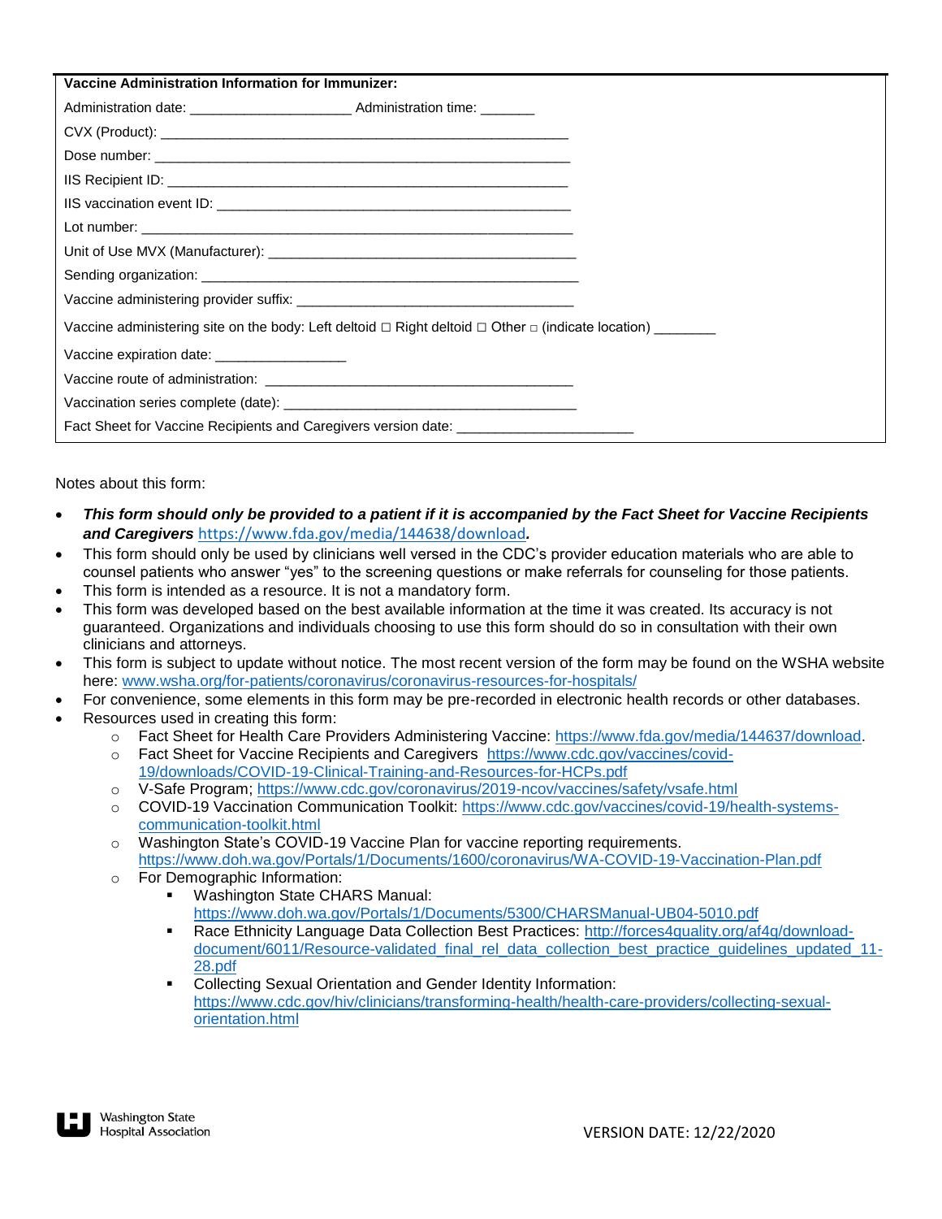**Vaccine Administration Information for Immunizer:**

Administration date: ____________________ Administration time: _______

CVX (Product): ______________________________________________________

Dose number: ______________________________________________________

IIS Recipient ID: ____________________________________________________

IIS vaccination event ID: _____________________________________________

Lot number: ________________________________________________________

Unit of Use MVX (Manufacturer): _______________________________________

Sending organization: _______________________________________________

Vaccine administering provider suffix: _________________________________

Vaccine administering site on the body: Left deltoid □ Right deltoid □ Other □ (indicate location) ________

Vaccine expiration date: ________________

Vaccine route of administration: _______________________________________

Vaccination series complete (date): ____________________________________

Fact Sheet for Vaccine Recipients and Caregivers version date: ______________________

Notes about this form:

- ***This form should only be provided to a patient if it is accompanied by the Fact Sheet for Vaccine Recipients and Caregivers*** https://www.fda.gov/media/144638/download***.***
- This form should only be used by clinicians well versed in the CDC's provider education materials who are able to counsel patients who answer "yes" to the screening questions or make referrals for counseling for those patients.
- This form is intended as a resource. It is not a mandatory form.
- This form was developed based on the best available information at the time it was created. Its accuracy is not guaranteed. Organizations and individuals choosing to use this form should do so in consultation with their own clinicians and attorneys.
- This form is subject to update without notice. The most recent version of the form may be found on the WSHA website here: www.wsha.org/for-patients/coronavirus/coronavirus-resources-for-hospitals/
- For convenience, some elements in this form may be pre-recorded in electronic health records or other databases.
- Resources used in creating this form:
  - Fact Sheet for Health Care Providers Administering Vaccine: https://www.fda.gov/media/144637/download.
  - Fact Sheet for Vaccine Recipients and Caregivers https://www.cdc.gov/vaccines/covid-19/downloads/COVID-19-Clinical-Training-and-Resources-for-HCPs.pdf
  - V-Safe Program; https://www.cdc.gov/coronavirus/2019-ncov/vaccines/safety/vsafe.html
  - COVID-19 Vaccination Communication Toolkit: https://www.cdc.gov/vaccines/covid-19/health-systems-communication-toolkit.html
  - Washington State's COVID-19 Vaccine Plan for vaccine reporting requirements. https://www.doh.wa.gov/Portals/1/Documents/1600/coronavirus/WA-COVID-19-Vaccination-Plan.pdf
  - For Demographic Information:
    - Washington State CHARS Manual: https://www.doh.wa.gov/Portals/1/Documents/5300/CHARSManual-UB04-5010.pdf
    - Race Ethnicity Language Data Collection Best Practices: http://forces4quality.org/af4q/download-document/6011/Resource-validated_final_rel_data_collection_best_practice_guidelines_updated_11-28.pdf
    - Collecting Sexual Orientation and Gender Identity Information: https://www.cdc.gov/hiv/clinicians/transforming-health/health-care-providers/collecting-sexual-orientation.html

Washington State Hospital Association

VERSION DATE: 12/22/2020